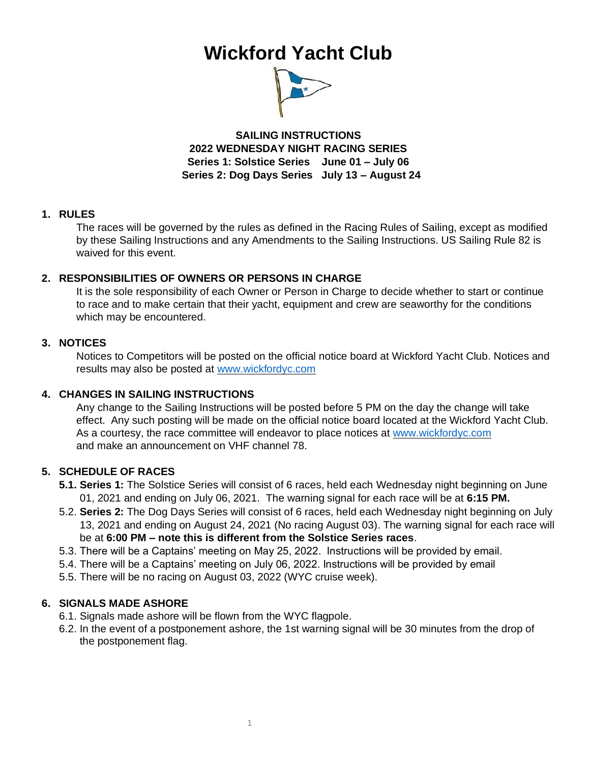# Wickford Yacht Club

**SAILING INSTRUCTIONS**
**2022 WEDNESDAY NIGHT RACING SERIES**
**Series 1: Solstice Series June 01 – July 06**
**Series 2: Dog Days Series July 13 – August 24**

## 1. RULES

The races will be governed by the rules as defined in the Racing Rules of Sailing, except as modified by these Sailing Instructions and any Amendments to the Sailing Instructions. US Sailing Rule 82 is waived for this event.

## 2. RESPONSIBILITIES OF OWNERS OR PERSONS IN CHARGE

It is the sole responsibility of each Owner or Person in Charge to decide whether to start or continue to race and to make certain that their yacht, equipment and crew are seaworthy for the conditions which may be encountered.

## 3. NOTICES

Notices to Competitors will be posted on the official notice board at Wickford Yacht Club. Notices and results may also be posted at www.wickfordyc.com

## 4. CHANGES IN SAILING INSTRUCTIONS

Any change to the Sailing Instructions will be posted before 5 PM on the day the change will take effect. Any such posting will be made on the official notice board located at the Wickford Yacht Club. As a courtesy, the race committee will endeavor to place notices at www.wickfordyc.com and make an announcement on VHF channel 78.

## 5. SCHEDULE OF RACES

**5.1. Series 1:** The Solstice Series will consist of 6 races, held each Wednesday night beginning on June 01, 2021 and ending on July 06, 2021. The warning signal for each race will be at **6:15 PM.**

5.2. **Series 2:** The Dog Days Series will consist of 6 races, held each Wednesday night beginning on July 13, 2021 and ending on August 24, 2021 (No racing August 03). The warning signal for each race will be at **6:00 PM – note this is different from the Solstice Series races**.

5.3. There will be a Captains' meeting on May 25, 2022. Instructions will be provided by email.

5.4. There will be a Captains' meeting on July 06, 2022. Instructions will be provided by email

5.5. There will be no racing on August 03, 2022 (WYC cruise week).

## 6. SIGNALS MADE ASHORE

6.1. Signals made ashore will be flown from the WYC flagpole.

6.2. In the event of a postponement ashore, the 1st warning signal will be 30 minutes from the drop of the postponement flag.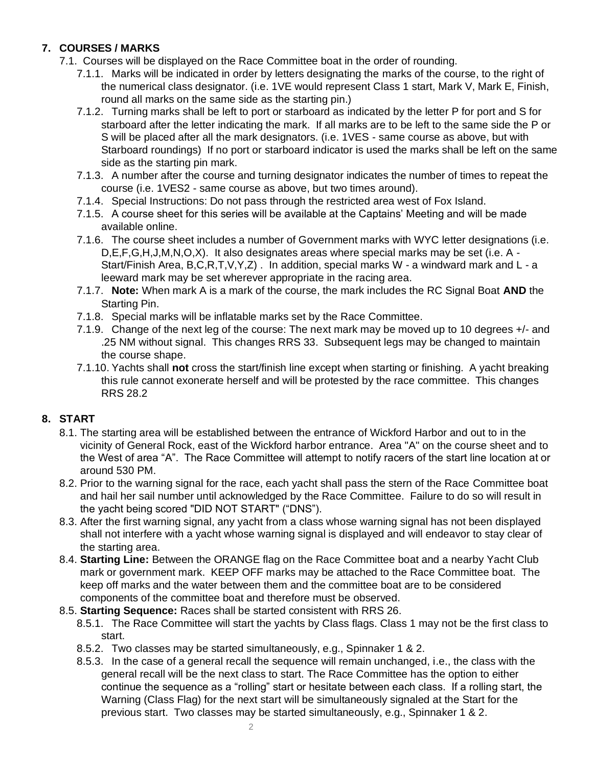## 7. COURSES / MARKS

7.1. Courses will be displayed on the Race Committee boat in the order of rounding.

7.1.1. Marks will be indicated in order by letters designating the marks of the course, to the right of the numerical class designator. (i.e. 1VE would represent Class 1 start, Mark V, Mark E, Finish, round all marks on the same side as the starting pin.)

7.1.2. Turning marks shall be left to port or starboard as indicated by the letter P for port and S for starboard after the letter indicating the mark. If all marks are to be left to the same side the P or S will be placed after all the mark designators. (i.e. 1VES - same course as above, but with Starboard roundings) If no port or starboard indicator is used the marks shall be left on the same side as the starting pin mark.

7.1.3. A number after the course and turning designator indicates the number of times to repeat the course (i.e. 1VES2 - same course as above, but two times around).

7.1.4. Special Instructions: Do not pass through the restricted area west of Fox Island.

7.1.5. A course sheet for this series will be available at the Captains' Meeting and will be made available online.

7.1.6. The course sheet includes a number of Government marks with WYC letter designations (i.e. D,E,F,G,H,J,M,N,O,X). It also designates areas where special marks may be set (i.e. A - Start/Finish Area, B,C,R,T,V,Y,Z) . In addition, special marks W - a windward mark and L - a leeward mark may be set wherever appropriate in the racing area.

7.1.7. **Note:** When mark A is a mark of the course, the mark includes the RC Signal Boat **AND** the Starting Pin.

7.1.8. Special marks will be inflatable marks set by the Race Committee.

7.1.9. Change of the next leg of the course: The next mark may be moved up to 10 degrees +/- and .25 NM without signal. This changes RRS 33. Subsequent legs may be changed to maintain the course shape.

7.1.10. Yachts shall **not** cross the start/finish line except when starting or finishing. A yacht breaking this rule cannot exonerate herself and will be protested by the race committee. This changes RRS 28.2

## 8. START

8.1. The starting area will be established between the entrance of Wickford Harbor and out to in the vicinity of General Rock, east of the Wickford harbor entrance. Area "A" on the course sheet and to the West of area "A". The Race Committee will attempt to notify racers of the start line location at or around 530 PM.

8.2. Prior to the warning signal for the race, each yacht shall pass the stern of the Race Committee boat and hail her sail number until acknowledged by the Race Committee. Failure to do so will result in the yacht being scored "DID NOT START" ("DNS").

8.3. After the first warning signal, any yacht from a class whose warning signal has not been displayed shall not interfere with a yacht whose warning signal is displayed and will endeavor to stay clear of the starting area.

8.4. **Starting Line:** Between the ORANGE flag on the Race Committee boat and a nearby Yacht Club mark or government mark. KEEP OFF marks may be attached to the Race Committee boat. The keep off marks and the water between them and the committee boat are to be considered components of the committee boat and therefore must be observed.

8.5. **Starting Sequence:** Races shall be started consistent with RRS 26.

8.5.1. The Race Committee will start the yachts by Class flags. Class 1 may not be the first class to start.

8.5.2. Two classes may be started simultaneously, e.g., Spinnaker 1 & 2.

8.5.3. In the case of a general recall the sequence will remain unchanged, i.e., the class with the general recall will be the next class to start. The Race Committee has the option to either continue the sequence as a "rolling" start or hesitate between each class. If a rolling start, the Warning (Class Flag) for the next start will be simultaneously signaled at the Start for the previous start. Two classes may be started simultaneously, e.g., Spinnaker 1 & 2.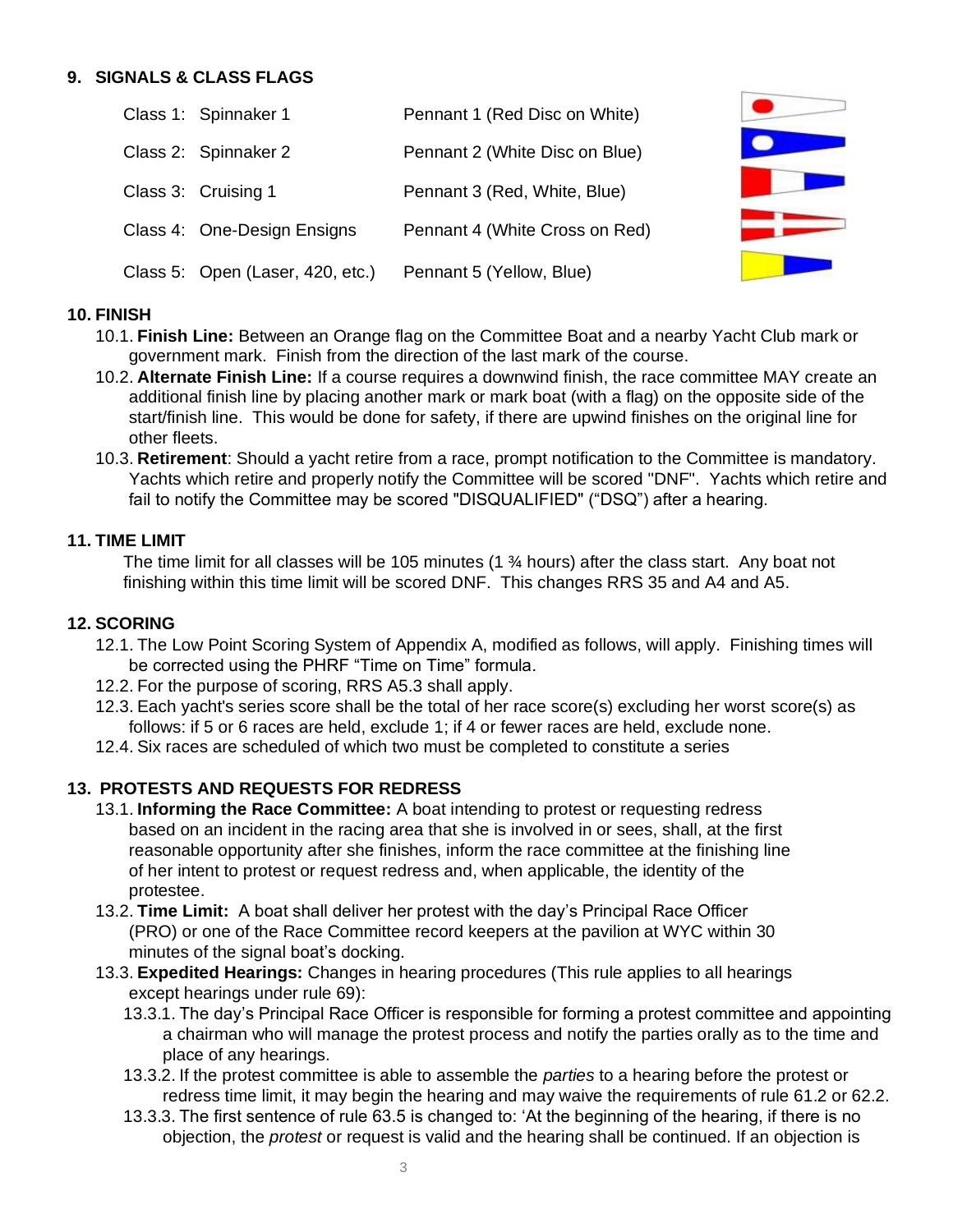## 9. SIGNALS & CLASS FLAGS

| | | |
|---|---|---|
| Class 1: | Spinnaker 1 | Pennant 1 (Red Disc on White) |
| Class 2: | Spinnaker 2 | Pennant 2 (White Disc on Blue) |
| Class 3: | Cruising 1 | Pennant 3 (Red, White, Blue) |
| Class 4: | One-Design Ensigns | Pennant 4 (White Cross on Red) |
| Class 5: | Open (Laser, 420, etc.) | Pennant 5 (Yellow, Blue) |

## 10. FINISH

10.1. **Finish Line:** Between an Orange flag on the Committee Boat and a nearby Yacht Club mark or government mark. Finish from the direction of the last mark of the course.

10.2. **Alternate Finish Line:** If a course requires a downwind finish, the race committee MAY create an additional finish line by placing another mark or mark boat (with a flag) on the opposite side of the start/finish line. This would be done for safety, if there are upwind finishes on the original line for other fleets.

10.3. **Retirement**: Should a yacht retire from a race, prompt notification to the Committee is mandatory. Yachts which retire and properly notify the Committee will be scored "DNF". Yachts which retire and fail to notify the Committee may be scored "DISQUALIFIED" ("DSQ") after a hearing.

## 11. TIME LIMIT

The time limit for all classes will be 105 minutes (1 ¾ hours) after the class start. Any boat not finishing within this time limit will be scored DNF. This changes RRS 35 and A4 and A5.

## 12. SCORING

12.1. The Low Point Scoring System of Appendix A, modified as follows, will apply. Finishing times will be corrected using the PHRF "Time on Time" formula.

12.2. For the purpose of scoring, RRS A5.3 shall apply.

12.3. Each yacht's series score shall be the total of her race score(s) excluding her worst score(s) as follows: if 5 or 6 races are held, exclude 1; if 4 or fewer races are held, exclude none.

12.4. Six races are scheduled of which two must be completed to constitute a series

## 13. PROTESTS AND REQUESTS FOR REDRESS

13.1. **Informing the Race Committee:** A boat intending to protest or requesting redress based on an incident in the racing area that she is involved in or sees, shall, at the first reasonable opportunity after she finishes, inform the race committee at the finishing line of her intent to protest or request redress and, when applicable, the identity of the protestee.

13.2. **Time Limit:** A boat shall deliver her protest with the day's Principal Race Officer (PRO) or one of the Race Committee record keepers at the pavilion at WYC within 30 minutes of the signal boat's docking.

13.3. **Expedited Hearings:** Changes in hearing procedures (This rule applies to all hearings except hearings under rule 69):

13.3.1. The day's Principal Race Officer is responsible for forming a protest committee and appointing a chairman who will manage the protest process and notify the parties orally as to the time and place of any hearings.

13.3.2. If the protest committee is able to assemble the *parties* to a hearing before the protest or redress time limit, it may begin the hearing and may waive the requirements of rule 61.2 or 62.2.

13.3.3. The first sentence of rule 63.5 is changed to: 'At the beginning of the hearing, if there is no objection, the *protest* or request is valid and the hearing shall be continued. If an objection is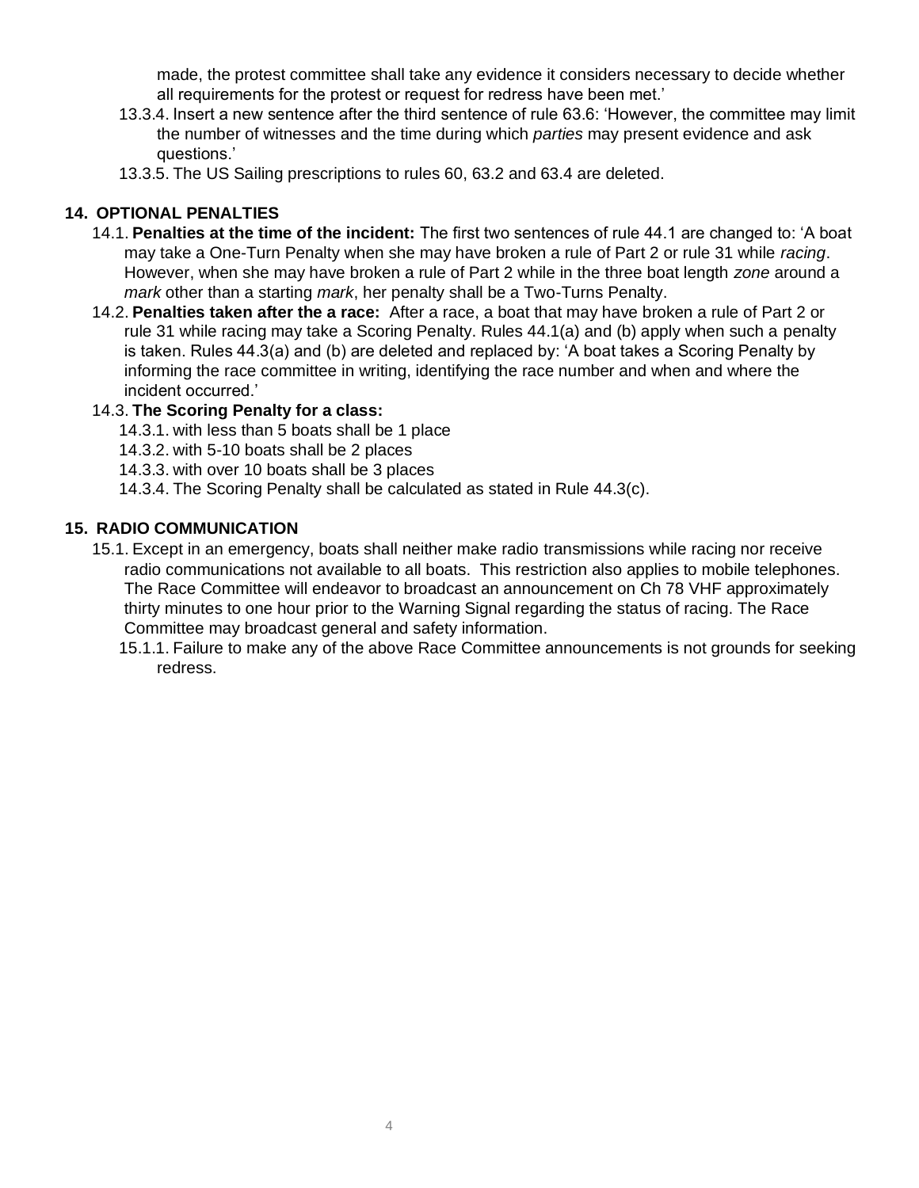made, the protest committee shall take any evidence it considers necessary to decide whether all requirements for the protest or request for redress have been met.'

13.3.4. Insert a new sentence after the third sentence of rule 63.6: 'However, the committee may limit the number of witnesses and the time during which *parties* may present evidence and ask questions.'

13.3.5. The US Sailing prescriptions to rules 60, 63.2 and 63.4 are deleted.

## 14. OPTIONAL PENALTIES

14.1. **Penalties at the time of the incident:** The first two sentences of rule 44.1 are changed to: 'A boat may take a One-Turn Penalty when she may have broken a rule of Part 2 or rule 31 while *racing*. However, when she may have broken a rule of Part 2 while in the three boat length *zone* around a *mark* other than a starting *mark*, her penalty shall be a Two-Turns Penalty.

14.2. **Penalties taken after the a race:** After a race, a boat that may have broken a rule of Part 2 or rule 31 while racing may take a Scoring Penalty. Rules 44.1(a) and (b) apply when such a penalty is taken. Rules 44.3(a) and (b) are deleted and replaced by: 'A boat takes a Scoring Penalty by informing the race committee in writing, identifying the race number and when and where the incident occurred.'

14.3. **The Scoring Penalty for a class:**

14.3.1. with less than 5 boats shall be 1 place

14.3.2. with 5-10 boats shall be 2 places

14.3.3. with over 10 boats shall be 3 places

14.3.4. The Scoring Penalty shall be calculated as stated in Rule 44.3(c).

## 15. RADIO COMMUNICATION

15.1. Except in an emergency, boats shall neither make radio transmissions while racing nor receive radio communications not available to all boats. This restriction also applies to mobile telephones. The Race Committee will endeavor to broadcast an announcement on Ch 78 VHF approximately thirty minutes to one hour prior to the Warning Signal regarding the status of racing. The Race Committee may broadcast general and safety information.

15.1.1. Failure to make any of the above Race Committee announcements is not grounds for seeking redress.